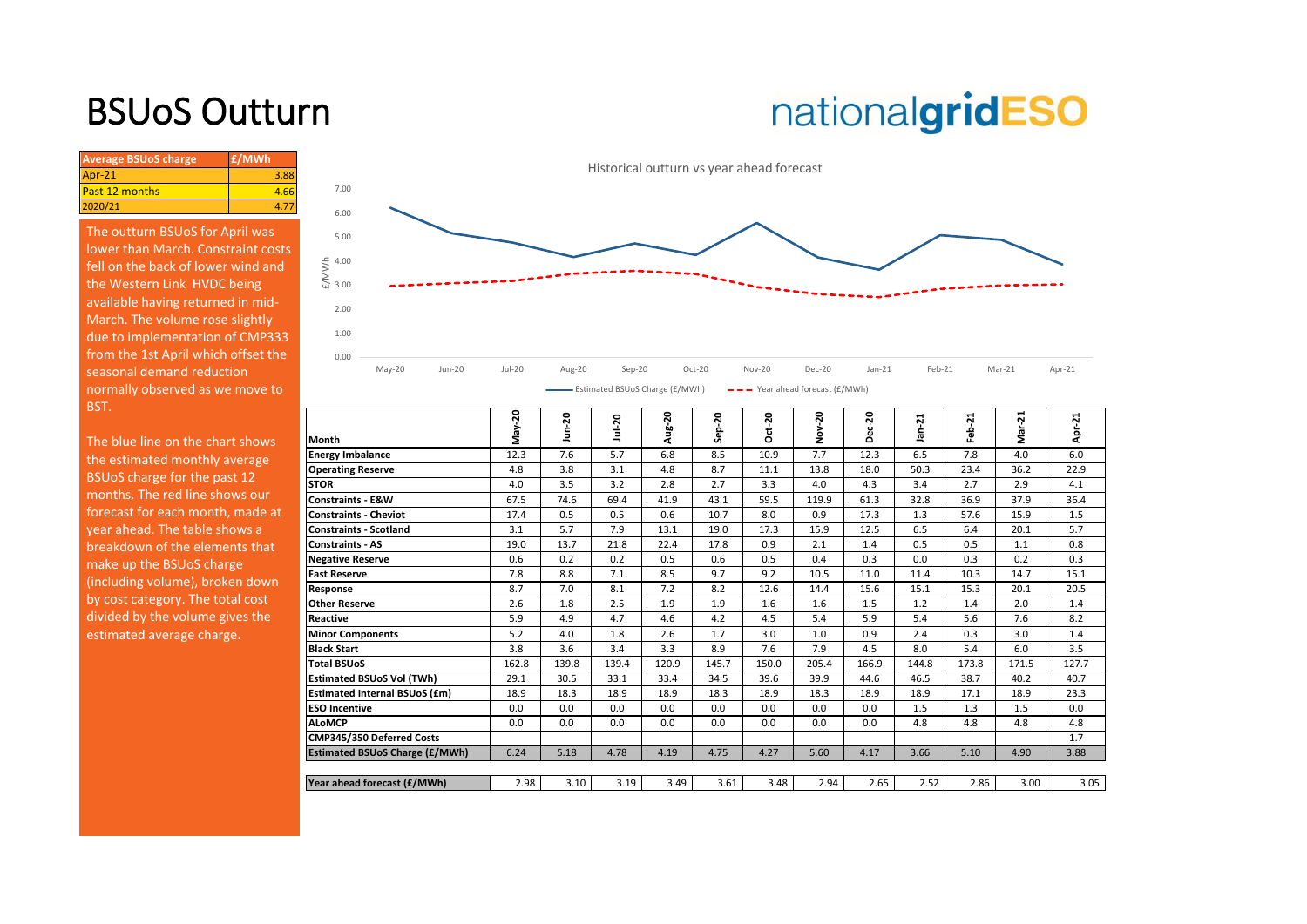# BSUoS Outturn

| Average BSUoS charge | £/MWh |
|---|---|
| Apr-21 | 3.88 |
| Past 12 months | 4.66 |
| 2020/21 | 4.77 |

The outturn BSUoS for April was lower than March. Constraint costs fell on the back of lower wind and the Western Link HVDC being available having returned in mid-March. The volume rose slightly due to implementation of CMP333 from the 1st April which offset the seasonal demand reduction normally observed as we move to BST.

The blue line on the chart shows the estimated monthly average BSUoS charge for the past 12 months. The red line shows our forecast for each month, made at year ahead. The table shows a breakdown of the elements that make up the BSUoS charge (including volume), broken down by cost category. The total cost divided by the volume gives the estimated average charge.

Historical outturn vs year ahead forecast

| Month | May-20 | Jun-20 | Jul-20 | Aug-20 | Sep-20 | Oct-20 | Nov-20 | Dec-20 | Jan-21 | Feb-21 | Mar-21 | Apr-21 |
|---|---|---|---|---|---|---|---|---|---|---|---|---|
| **Energy Imbalance** | 12.3 | 7.6 | 5.7 | 6.8 | 8.5 | 10.9 | 7.7 | 12.3 | 6.5 | 7.8 | 4.0 | 6.0 |
| **Operating Reserve** | 4.8 | 3.8 | 3.1 | 4.8 | 8.7 | 11.1 | 13.8 | 18.0 | 50.3 | 23.4 | 36.2 | 22.9 |
| **STOR** | 4.0 | 3.5 | 3.2 | 2.8 | 2.7 | 3.3 | 4.0 | 4.3 | 3.4 | 2.7 | 2.9 | 4.1 |
| **Constraints - E&W** | 67.5 | 74.6 | 69.4 | 41.9 | 43.1 | 59.5 | 119.9 | 61.3 | 32.8 | 36.9 | 37.9 | 36.4 |
| **Constraints - Cheviot** | 17.4 | 0.5 | 0.5 | 0.6 | 10.7 | 8.0 | 0.9 | 17.3 | 1.3 | 57.6 | 15.9 | 1.5 |
| **Constraints - Scotland** | 3.1 | 5.7 | 7.9 | 13.1 | 19.0 | 17.3 | 15.9 | 12.5 | 6.5 | 6.4 | 20.1 | 5.7 |
| **Constraints - AS** | 19.0 | 13.7 | 21.8 | 22.4 | 17.8 | 0.9 | 2.1 | 1.4 | 0.5 | 0.5 | 1.1 | 0.8 |
| **Negative Reserve** | 0.6 | 0.2 | 0.2 | 0.5 | 0.6 | 0.5 | 0.4 | 0.3 | 0.0 | 0.3 | 0.2 | 0.3 |
| **Fast Reserve** | 7.8 | 8.8 | 7.1 | 8.5 | 9.7 | 9.2 | 10.5 | 11.0 | 11.4 | 10.3 | 14.7 | 15.1 |
| **Response** | 8.7 | 7.0 | 8.1 | 7.2 | 8.2 | 12.6 | 14.4 | 15.6 | 15.1 | 15.3 | 20.1 | 20.5 |
| **Other Reserve** | 2.6 | 1.8 | 2.5 | 1.9 | 1.9 | 1.6 | 1.6 | 1.5 | 1.2 | 1.4 | 2.0 | 1.4 |
| **Reactive** | 5.9 | 4.9 | 4.7 | 4.6 | 4.2 | 4.5 | 5.4 | 5.9 | 5.4 | 5.6 | 7.6 | 8.2 |
| **Minor Components** | 5.2 | 4.0 | 1.8 | 2.6 | 1.7 | 3.0 | 1.0 | 0.9 | 2.4 | 0.3 | 3.0 | 1.4 |
| **Black Start** | 3.8 | 3.6 | 3.4 | 3.3 | 8.9 | 7.6 | 7.9 | 4.5 | 8.0 | 5.4 | 6.0 | 3.5 |
| **Total BSUoS** | 162.8 | 139.8 | 139.4 | 120.9 | 145.7 | 150.0 | 205.4 | 166.9 | 144.8 | 173.8 | 171.5 | 127.7 |
| **Estimated BSUoS Vol (TWh)** | 29.1 | 30.5 | 33.1 | 33.4 | 34.5 | 39.6 | 39.9 | 44.6 | 46.5 | 38.7 | 40.2 | 40.7 |
| **Estimated Internal BSUoS (£m)** | 18.9 | 18.3 | 18.9 | 18.9 | 18.3 | 18.9 | 18.3 | 18.9 | 18.9 | 17.1 | 18.9 | 23.3 |
| **ESO Incentive** | 0.0 | 0.0 | 0.0 | 0.0 | 0.0 | 0.0 | 0.0 | 0.0 | 1.5 | 1.3 | 1.5 | 0.0 |
| **ALoMCP** | 0.0 | 0.0 | 0.0 | 0.0 | 0.0 | 0.0 | 0.0 | 0.0 | 4.8 | 4.8 | 4.8 | 4.8 |
| **CMP345/350 Deferred Costs** | | | | | | | | | | | | 1.7 |
| **Estimated BSUoS Charge (£/MWh)** | 6.24 | 5.18 | 4.78 | 4.19 | 4.75 | 4.27 | 5.60 | 4.17 | 3.66 | 5.10 | 4.90 | 3.88 |
| | | | | | | | | | | | | |
| **Year ahead forecast (£/MWh)** | 2.98 | 3.10 | 3.19 | 3.49 | 3.61 | 3.48 | 2.94 | 2.65 | 2.52 | 2.86 | 3.00 | 3.05 |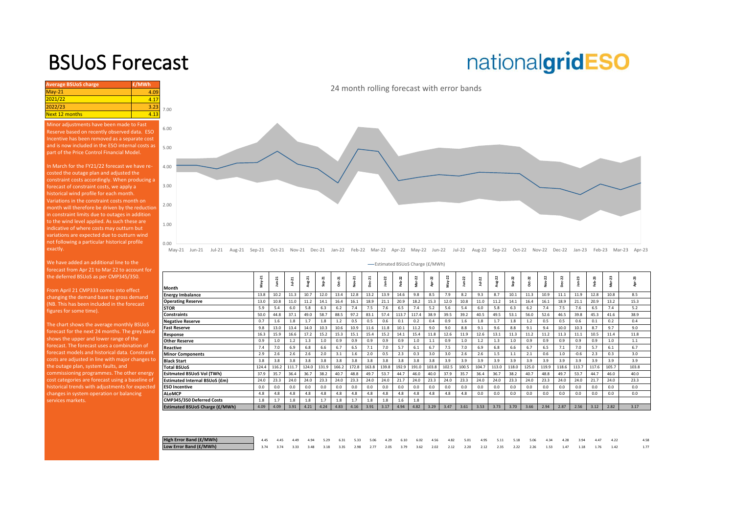# BSUoS Forecast

nationalgridESO

| Average BSUoS charge | £/MWh |
|---|---|
| May-21 | 4.09 |
| 2021/22 | 4.17 |
| 2022/23 | 3.23 |
| Next 12 months | 4.13 |

Minor adjustments have been made to Fast Reserve based on recently observed data. ESO Incentive has been removed as a separate cost and is now included in the ESO internal costs as part of the Price Control Financial Model.

In March for the FY21/22 forecast we have re-costed the outage plan and adjusted the constraint costs accordingly. When producing a forecast of constraint costs, we apply a historical wind profile for each month. Variations in the constraint costs month on month will therefore be driven by the reduction in constraint limits due to outages in addition to the wind level applied. As such these are indicative of where costs may outturn but variations are expected due to outturn wind not following a particular historical profile exactly.

We have added an additional line to the forecast from Apr 21 to Mar 22 to account for the deferred BSUoS as per CMP345/350.

From April 21 CMP333 comes into effect changing the demand base to gross demand (NB. This has been included in the forecast figures for some time).

The chart shows the average monthly BSUoS forecast for the next 24 months. The grey band shows the upper and lower range of the forecast. The forecast uses a combination of forecast models and historical data. Constraint costs are adjusted in line with major changes to the outage plan, system faults, and commissioning programmes. The other energy cost categories are forecast using a baseline of historical trends with adjustments for expected changes in system operation or balancing services markets.

24 month rolling forecast with error bands

— Estimated BSUoS Charge (£/MWh)

| Month | May-21 | Jun-21 | Jul-21 | Aug-21 | Sep-21 | Oct-21 | Nov-21 | Dec-21 | Jan-22 | Feb-22 | Mar-22 | Apr-22 | May-22 | Jun-22 | Jul-22 | Aug-22 | Sep-22 | Oct-22 | Nov-22 | Dec-22 | Jan-23 | Feb-23 | Mar-23 | Apr-23 |
|---|---|---|---|---|---|---|---|---|---|---|---|---|---|---|---|---|---|---|---|---|---|---|---|---|
| Energy Imbalance | 13.8 | 10.2 | 11.3 | 10.7 | 12.0 | 13.4 | 12.8 | 13.2 | 13.9 | 14.6 | 9.8 | 8.5 | 7.9 | 8.2 | 9.3 | 8.7 | 10.1 | 11.3 | 10.9 | 11.1 | 11.9 | 12.8 | 10.8 | 8.5 |
| Operating Reserve | 13.0 | 10.8 | 11.0 | 11.2 | 14.1 | 16.4 | 16.1 | 18.9 | 21.1 | 20.9 | 18.2 | 15.3 | 12.0 | 10.8 | 11.0 | 11.2 | 14.1 | 16.4 | 16.1 | 18.9 | 21.1 | 20.9 | 13.2 | 15.3 |
| STOR | 5.9 | 5.4 | 6.0 | 5.8 | 6.3 | 6.2 | 7.4 | 7.5 | 7.6 | 6.5 | 7.4 | 5.2 | 5.6 | 5.4 | 6.0 | 5.8 | 6.3 | 6.2 | 7.4 | 7.5 | 7.6 | 6.5 | 7.4 | 5.2 |
| Constraints | 50.0 | 44.8 | 37.1 | 49.0 | 58.7 | 88.5 | 97.2 | 83.1 | 57.4 | 113.7 | 117.4 | 38.9 | 39.5 | 39.2 | 40.5 | 49.5 | 53.1 | 56.0 | 52.6 | 46.5 | 39.8 | 45.3 | 41.6 | 38.9 |
| Negative Reserve | 0.7 | 1.6 | 1.8 | 1.7 | 1.8 | 1.2 | 0.5 | 0.5 | 0.6 | 0.1 | 0.2 | 0.4 | 0.9 | 1.6 | 1.8 | 1.7 | 1.8 | 1.2 | 0.5 | 0.5 | 0.6 | 0.1 | 0.2 | 0.4 |
| Fast Reserve | 9.8 | 13.0 | 13.4 | 14.0 | 10.3 | 10.6 | 10.9 | 11.6 | 11.8 | 10.1 | 11.2 | 9.0 | 9.0 | 8.8 | 9.1 | 9.6 | 8.8 | 9.1 | 9.4 | 10.0 | 10.3 | 8.7 | 9.7 | 9.0 |
| Response | 16.3 | 15.9 | 16.6 | 17.2 | 15.2 | 15.3 | 15.1 | 15.4 | 15.2 | 14.1 | 15.4 | 11.8 | 12.6 | 11.9 | 12.6 | 13.1 | 11.3 | 11.2 | 11.2 | 11.3 | 11.1 | 10.5 | 11.4 | 11.8 |
| Other Reserve | 0.9 | 1.0 | 1.2 | 1.3 | 1.0 | 0.9 | 0.9 | 0.9 | 0.9 | 0.9 | 1.0 | 1.1 | 0.9 | 1.0 | 1.2 | 1.3 | 1.0 | 0.9 | 0.9 | 0.9 | 0.9 | 0.9 | 1.0 | 1.1 |
| Reactive | 7.4 | 7.0 | 6.9 | 6.8 | 6.6 | 6.7 | 6.5 | 7.1 | 7.0 | 5.7 | 6.1 | 6.7 | 7.5 | 7.0 | 6.9 | 6.8 | 6.6 | 6.7 | 6.5 | 7.1 | 7.0 | 5.7 | 6.1 | 6.7 |
| Minor Components | 2.9 | 2.6 | 2.6 | 2.6 | 2.0 | 3.1 | 1.6 | 2.0 | 0.5 | 2.3 | 0.3 | 3.0 | 3.0 | 2.6 | 2.6 | 1.5 | 1.1 | 2.1 | 0.6 | 1.0 | -0.6 | 2.3 | 0.3 | 3.0 |
| Black Start | 3.8 | 3.8 | 3.8 | 3.8 | 3.8 | 3.8 | 3.8 | 3.8 | 3.8 | 3.8 | 3.8 | 3.8 | 3.9 | 3.9 | 3.9 | 3.9 | 3.9 | 3.9 | 3.9 | 3.9 | 3.9 | 3.9 | 3.9 | 3.9 |
| Total BSUoS | 124.4 | 116.2 | 111.7 | 124.0 | 131.9 | 166.2 | 172.8 | 163.8 | 139.8 | 192.9 | 191.0 | 103.8 | 102.5 | 100.5 | 104.7 | 113.0 | 118.0 | 125.0 | 119.9 | 118.6 | 113.7 | 117.6 | 105.7 | 103.8 |
| Esitmated BSUoS Vol (TWh) | 37.9 | 35.7 | 36.4 | 36.7 | 38.2 | 40.7 | 48.8 | 49.7 | 53.7 | 44.7 | 46.0 | 40.0 | 37.9 | 35.7 | 36.4 | 36.7 | 38.2 | 40.7 | 48.8 | 49.7 | 53.7 | 44.7 | 46.0 | 40.0 |
| Estimated Internal BSUoS (£m) | 24.0 | 23.3 | 24.0 | 24.0 | 23.3 | 24.0 | 23.3 | 24.0 | 24.0 | 21.7 | 24.0 | 23.3 | 24.0 | 23.3 | 24.0 | 24.0 | 23.3 | 24.0 | 23.3 | 24.0 | 24.0 | 21.7 | 24.0 | 23.3 |
| ESO Incentive | 0.0 | 0.0 | 0.0 | 0.0 | 0.0 | 0.0 | 0.0 | 0.0 | 0.0 | 0.0 | 0.0 | 0.0 | 0.0 | 0.0 | 0.0 | 0.0 | 0.0 | 0.0 | 0.0 | 0.0 | 0.0 | 0.0 | 0.0 | 0.0 |
| ALoMCP | 4.8 | 4.8 | 4.8 | 4.8 | 4.8 | 4.8 | 4.8 | 4.8 | 4.8 | 4.8 | 4.8 | 4.8 | 4.8 | 4.8 | 0.0 | 0.0 | 0.0 | 0.0 | 0.0 | 0.0 | 0.0 | 0.0 | 0.0 | 0.0 |
| CMP345/350 Deferred Costs | 1.8 | 1.7 | 1.8 | 1.8 | 1.7 | 1.8 | 1.7 | 1.8 | 1.8 | 1.6 | 1.8 | | | | | | | | | | | | | |
| Estimated BSUoS Charge (£/MWh) | 4.09 | 4.09 | 3.91 | 4.21 | 4.24 | 4.83 | 4.16 | 3.91 | 3.17 | 4.94 | 4.82 | 3.29 | 3.47 | 3.61 | 3.53 | 3.73 | 3.70 | 3.66 | 2.94 | 2.87 | 2.56 | 3.12 | 2.82 | 3.17 |

| | May-21 | Jun-21 | Jul-21 | Aug-21 | Sep-21 | Oct-21 | Nov-21 | Dec-21 | Jan-22 | Feb-22 | Mar-22 | Apr-22 | May-22 | Jun-22 | Jul-22 | Aug-22 | Sep-22 | Oct-22 | Nov-22 | Dec-22 | Jan-23 | Feb-23 | Mar-23 | Apr-23 |
|---|---|---|---|---|---|---|---|---|---|---|---|---|---|---|---|---|---|---|---|---|---|---|---|---|
| High Error Band (£/MWh) | 4.45 | 4.45 | 4.49 | 4.94 | 5.29 | 6.31 | 5.33 | 5.06 | 4.29 | 6.10 | 6.02 | 4.56 | 4.82 | 5.01 | 4.95 | 5.11 | 5.18 | 5.06 | 4.34 | 4.28 | 3.94 | 4.47 | 4.22 | 4.58 |
| Low Error Band (£/MWh) | 3.74 | 3.74 | 3.33 | 3.48 | 3.18 | 3.35 | 2.98 | 2.77 | 2.05 | 3.79 | 3.62 | 2.02 | 2.12 | 2.20 | 2.12 | 2.35 | 2.22 | 2.26 | 1.53 | 1.47 | 1.18 | 1.76 | 1.42 | 1.77 |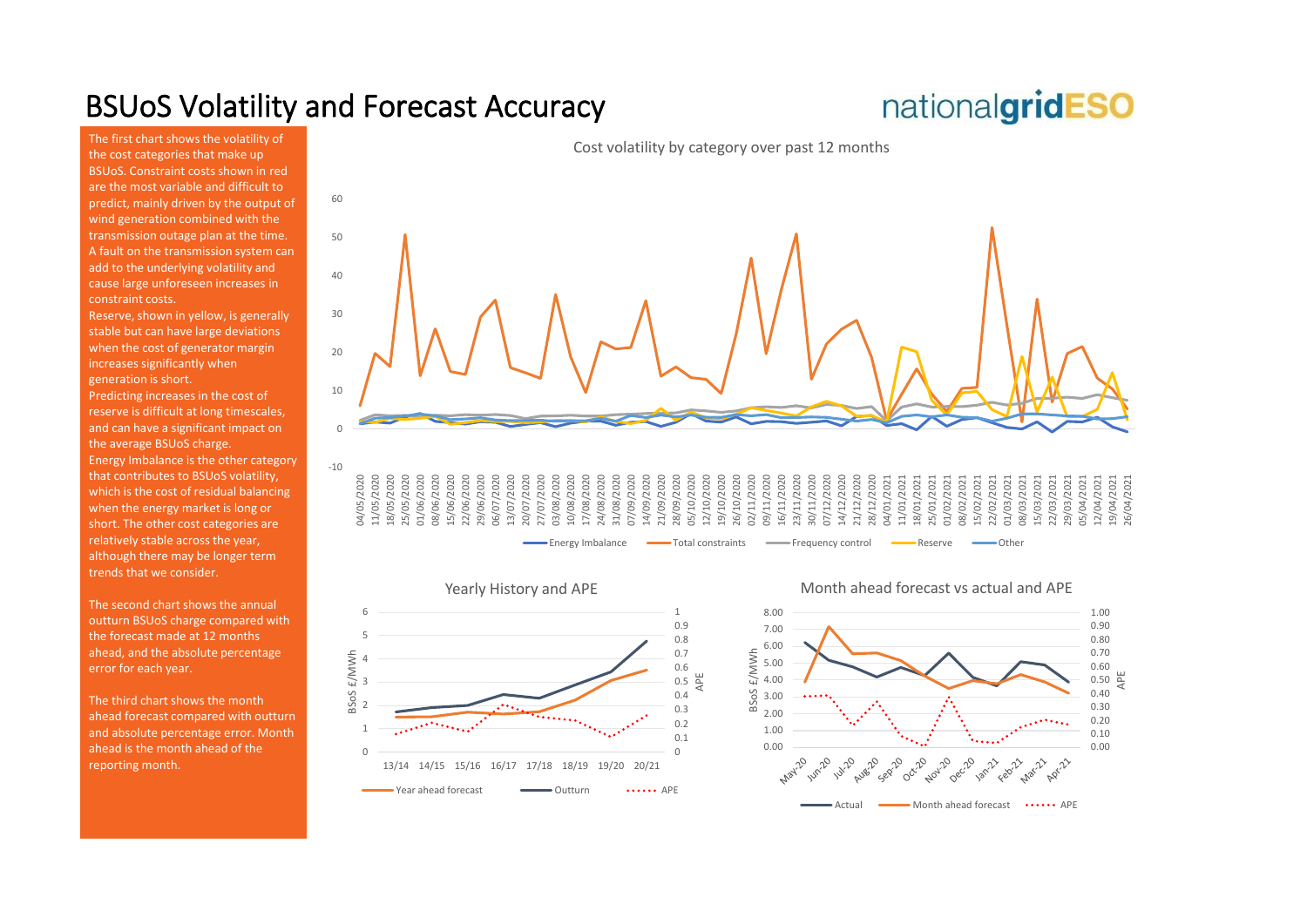# BSUoS Volatility and Forecast Accuracy

nationalgridESO

The first chart shows the volatility of the cost categories that make up BSUoS. Constraint costs shown in red are the most variable and difficult to predict, mainly driven by the output of wind generation combined with the transmission outage plan at the time. A fault on the transmission system can add to the underlying volatility and cause large unforeseen increases in constraint costs.

Reserve, shown in yellow, is generally stable but can have large deviations when the cost of generator margin increases significantly when generation is short.

Predicting increases in the cost of reserve is difficult at long timescales, and can have a significant impact on the average BSUoS charge.

Energy Imbalance is the other category that contributes to BSUoS volatility, which is the cost of residual balancing when the energy market is long or short. The other cost categories are relatively stable across the year, although there may be longer term trends that we consider.

The second chart shows the annual outturn BSUoS charge compared with the forecast made at 12 months ahead, and the absolute percentage error for each year.

The third chart shows the month ahead forecast compared with outturn and absolute percentage error. Month ahead is the month ahead of the reporting month.

Cost volatility by category over past 12 months

60
50
40
30
20
10
0
-10

04/05/2020 11/05/2020 18/05/2020 25/05/2020 01/06/2020 08/06/2020 15/06/2020 22/06/2020 29/06/2020 06/07/2020 13/07/2020 20/07/2020 27/07/2020 03/08/2020 10/08/2020 17/08/2020 24/08/2020 31/08/2020 07/09/2020 14/09/2020 21/09/2020 28/09/2020 05/10/2020 12/10/2020 19/10/2020 26/10/2020 02/11/2020 09/11/2020 16/11/2020 23/11/2020 30/11/2020 07/12/2020 14/12/2020 21/12/2020 28/12/2020 04/01/2021 11/01/2021 18/01/2021 25/01/2021 01/02/2021 08/02/2021 15/02/2021 22/02/2021 01/03/2021 08/03/2021 15/03/2021 22/03/2021 29/03/2021 05/04/2021 12/04/2021 19/04/2021 26/04/2021

Energy Imbalance | Total constraints | Frequency control | Reserve | Other

Yearly History and APE

BSoS £/MWh: 0 1 2 3 4 5 6
APE: 0 0.1 0.2 0.3 0.4 0.5 0.6 0.7 0.8 0.9 1

13/14 14/15 15/16 16/17 17/18 18/19 19/20 20/21

Year ahead forecast | Outturn | APE

Month ahead forecast vs actual and APE

BSoS £/MWh: 0.00 1.00 2.00 3.00 4.00 5.00 6.00 7.00 8.00
APE: 0.00 0.10 0.20 0.30 0.40 0.50 0.60 0.70 0.80 0.90 1.00

May-20 Jun-20 Jul-20 Aug-20 Sep-20 Oct-20 Nov-20 Dec-20 Jan-21 Feb-21 Mar-21 Apr-21

Actual | Month ahead forecast | APE